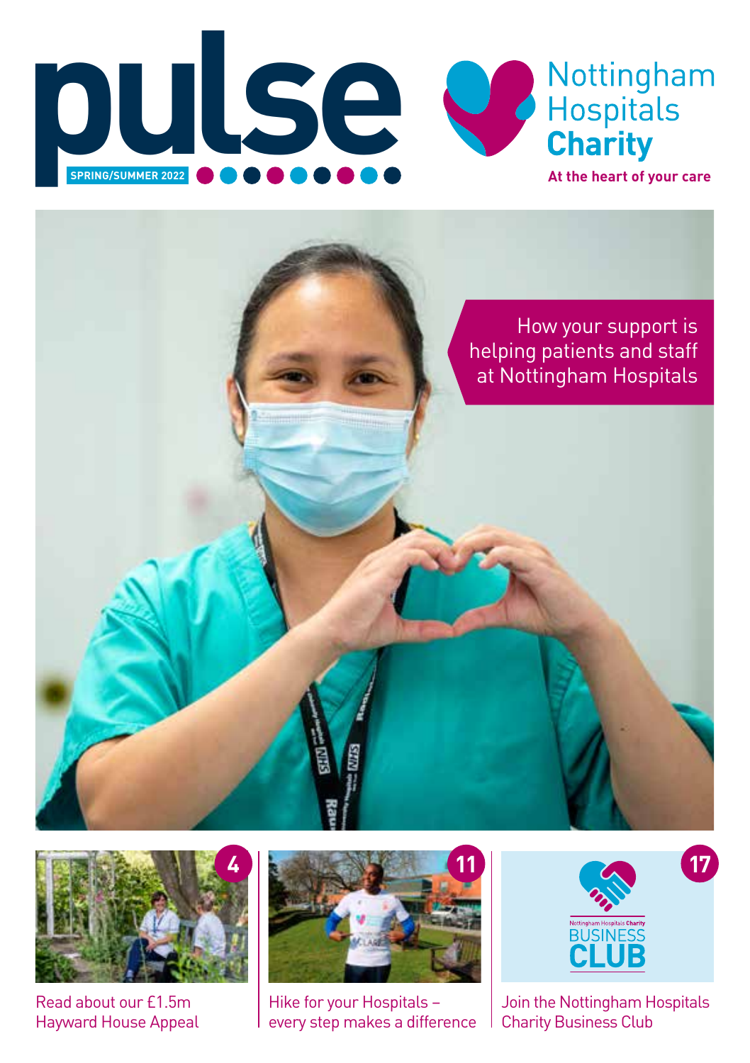# pulse

SPRING/SUMMER 2022

Nottingham Hospitals **Charity**

**At the heart of your care**

How your support is helping patients and staff at Nottingham Hospitals

4 — Read about our £1.5m Hayward House Appeal

11 — Hike for your Hospitals – every step makes a difference

17 — Join the Nottingham Hospitals Charity Business Club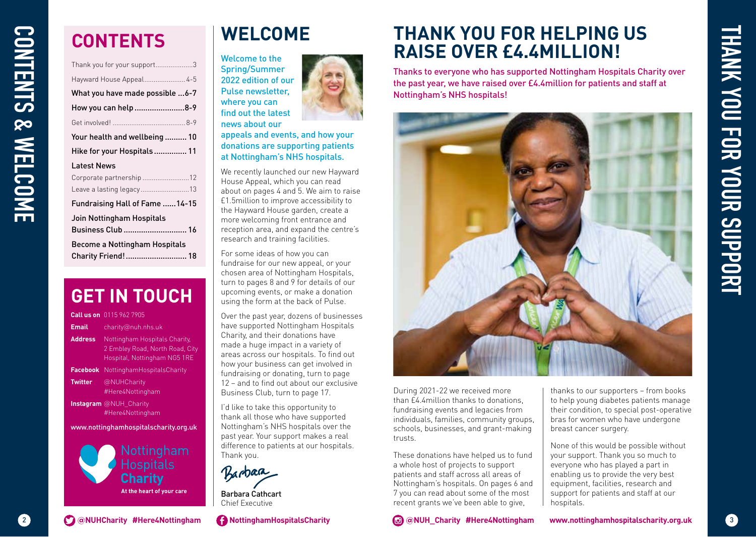# CONTENTS

| | |
|---|---|
| Thank you for your support | 3 |
| Hayward House Appeal | 4-5 |
| What you have made possible | 6-7 |
| How you can help | 8-9 |
| Get involved! | 8-9 |
| Your health and wellbeing | 10 |
| Hike for your Hospitals | 11 |
| **Latest News** | |
| Corporate partnership | 12 |
| Leave a lasting legacy | 13 |
| Fundraising Hall of Fame | 14-15 |
| Join Nottingham Hospitals Business Club | 16 |
| Become a Nottingham Hospitals Charity Friend! | 18 |

## GET IN TOUCH

**Call us on** 0115 962 7905

**Email** charity@nuh.nhs.uk

**Address** Nottingham Hospitals Charity, 2 Embley Road, North Road, City Hospital, Nottingham NG5 1RE

**Facebook** NottinghamHospitalsCharity

**Twitter** @NUHCharity #Here4Nottingham

**Instagram** @NUH_Charity #Here4Nottingham

www.nottinghamhospitalscharity.org.uk

Nottingham Hospitals Charity
At the heart of your care

# WELCOME

Welcome to the Spring/Summer 2022 edition of our Pulse newsletter, where you can find out the latest news about our appeals and events, and how your donations are supporting patients at Nottingham's NHS hospitals.

We recently launched our new Hayward House Appeal, which you can read about on pages 4 and 5. We aim to raise £1.5million to improve accessibility to the Hayward House garden, create a more welcoming front entrance and reception area, and expand the centre's research and training facilities.

For some ideas of how you can fundraise for our new appeal, or your chosen area of Nottingham Hospitals, turn to pages 8 and 9 for details of our upcoming events, or make a donation using the form at the back of Pulse.

Over the past year, dozens of businesses have supported Nottingham Hospitals Charity, and their donations have made a huge impact in a variety of areas across our hospitals. To find out how your business can get involved in fundraising or donating, turn to page 12 – and to find out about our exclusive Business Club, turn to page 17.

I'd like to take this opportunity to thank all those who have supported Nottingham's NHS hospitals over the past year. Your support makes a real difference to patients at our hospitals. Thank you.

Barbara

Barbara Cathcart
Chief Executive

# THANK YOU FOR HELPING US RAISE OVER £4.4MILLION!

Thanks to everyone who has supported Nottingham Hospitals Charity over the past year, we have raised over £4.4million for patients and staff at Nottingham's NHS hospitals!

During 2021-22 we received more than £4.4million thanks to donations, fundraising events and legacies from individuals, families, community groups, schools, businesses, and grant-making trusts.

These donations have helped us to fund a whole host of projects to support patients and staff across all areas of Nottingham's hospitals. On pages 6 and 7 you can read about some of the most recent grants we've been able to give, thanks to our supporters – from books to help young diabetes patients manage their condition, to special post-operative bras for women who have undergone breast cancer surgery.

None of this would be possible without your support. Thank you so much to everyone who has played a part in enabling us to provide the very best equipment, facilities, research and support for patients and staff at our hospitals.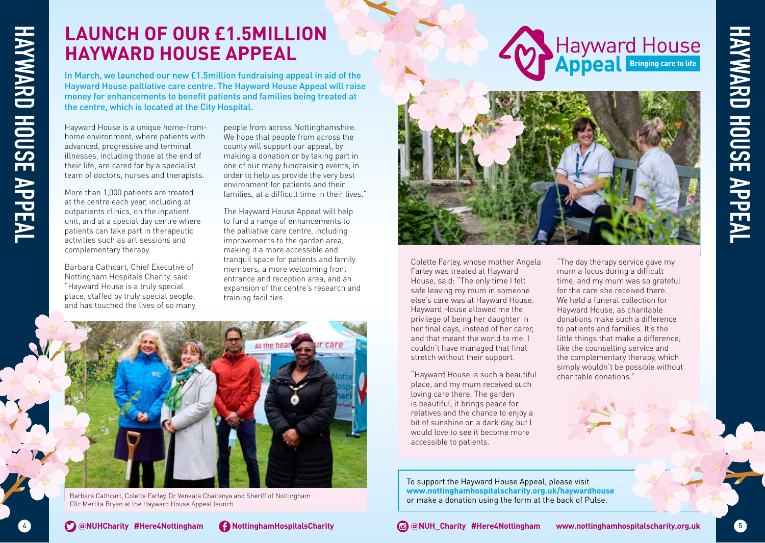# LAUNCH OF OUR £1.5MILLION HAYWARD HOUSE APPEAL

In March, we launched our new £1.5million fundraising appeal in aid of the Hayward House palliative care centre. The Hayward House Appeal will raise money for enhancements to benefit patients and families being treated at the centre, which is located at the City Hospital.

Hayward House is a unique home-from-home environment, where patients with advanced, progressive and terminal illnesses, including those at the end of their life, are cared for by a specialist team of doctors, nurses and therapists.

More than 1,000 patients are treated at the centre each year, including at outpatients clinics, on the inpatient unit, and at a special day centre where patients can take part in therapeutic activities such as art sessions and complementary therapy.

Barbara Cathcart, Chief Executive of Nottingham Hospitals Charity, said: "Hayward House is a truly special place, staffed by truly special people, and has touched the lives of so many people from across Nottinghamshire. We hope that people from across the county will support our appeal, by making a donation or by taking part in one of our many fundraising events, in order to help us provide the very best environment for patients and their families, at a difficult time in their lives."

The Hayward House Appeal will help to fund a range of enhancements to the palliative care centre, including improvements to the garden area, making it a more accessible and tranquil space for patients and family members, a more welcoming front entrance and reception area, and an expansion of the centre's research and training facilities.

Barbara Cathcart, Colette Farley, Dr Venkata Chaitanya and Sheriff of Nottingham Cllr Merlita Bryan at the Hayward House Appeal launch

Hayward House Appeal — Bringing care to life

Colette Farley, whose mother Angela Farley was treated at Hayward House, said: "The only time I felt safe leaving my mum in someone else's care was at Hayward House. Hayward House allowed me the privilege of being her daughter in her final days, instead of her carer, and that meant the world to me. I couldn't have managed that final stretch without their support.

"Hayward House is such a beautiful place, and my mum received such loving care there. The garden is beautiful, it brings peace for relatives and the chance to enjoy a bit of sunshine on a dark day, but I would love to see it become more accessible to patients.

"The day therapy service gave my mum a focus during a difficult time, and my mum was so grateful for the care she received there. We held a funeral collection for Hayward House, as charitable donations make such a difference to patients and families. It's the little things that make a difference, like the counselling service and the complementary therapy, which simply wouldn't be possible without charitable donations."

To support the Hayward House Appeal, please visit **www.nottinghamhospitalscharity.org.uk/haywardhouse** or make a donation using the form at the back of Pulse.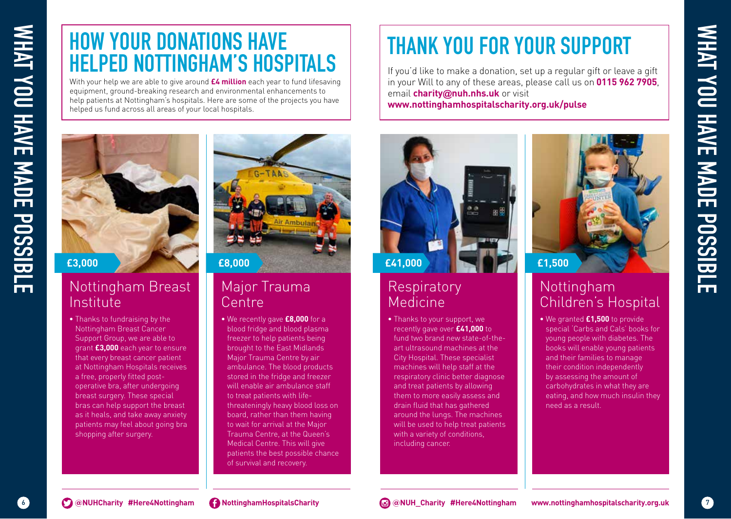# HOW YOUR DONATIONS HAVE HELPED NOTTINGHAM'S HOSPITALS

With your help we are able to give around **£4 million** each year to fund lifesaving equipment, ground-breaking research and environmental enhancements to help patients at Nottingham's hospitals. Here are some of the projects you have helped us fund across all areas of your local hospitals.

**£3,000**

## Nottingham Breast Institute

- Thanks to fundraising by the Nottingham Breast Cancer Support Group, we are able to grant **£3,000** each year to ensure that every breast cancer patient at Nottingham Hospitals receives a free, properly fitted post-operative bra, after undergoing breast surgery. These special bras can help support the breast as it heals, and take away anxiety patients may feel about going bra shopping after surgery.

**£8,000**

## Major Trauma Centre

- We recently gave **£8,000** for a blood fridge and blood plasma freezer to help patients being brought to the East Midlands Major Trauma Centre by air ambulance. The blood products stored in the fridge and freezer will enable air ambulance staff to treat patients with life-threateningly heavy blood loss on board, rather than them having to wait for arrival at the Major Trauma Centre, at the Queen's Medical Centre. This will give patients the best possible chance of survival and recovery.

# THANK YOU FOR YOUR SUPPORT

If you'd like to make a donation, set up a regular gift or leave a gift in your Will to any of these areas, please call us on **0115 962 7905**, email **charity@nuh.nhs.uk** or visit **www.nottinghamhospitalscharity.org.uk/pulse**

**£41,000**

## Respiratory Medicine

- Thanks to your support, we recently gave over **£41,000** to fund two brand new state-of-the-art ultrasound machines at the City Hospital. These specialist machines will help staff at the respiratory clinic better diagnose and treat patients by allowing them to more easily assess and drain fluid that has gathered around the lungs. The machines will be used to help treat patients with a variety of conditions, including cancer.

**£1,500**

## Nottingham Children's Hospital

- We granted **£1,500** to provide special 'Carbs and Cals' books for young people with diabetes. The books will enable young patients and their families to manage their condition independently by assessing the amount of carbohydrates in what they are eating, and how much insulin they need as a result.

@NUHCharity #Here4Nottingham NottinghamHospitalsCharity @NUH_Charity #Here4Nottingham www.nottinghamhospitalscharity.org.uk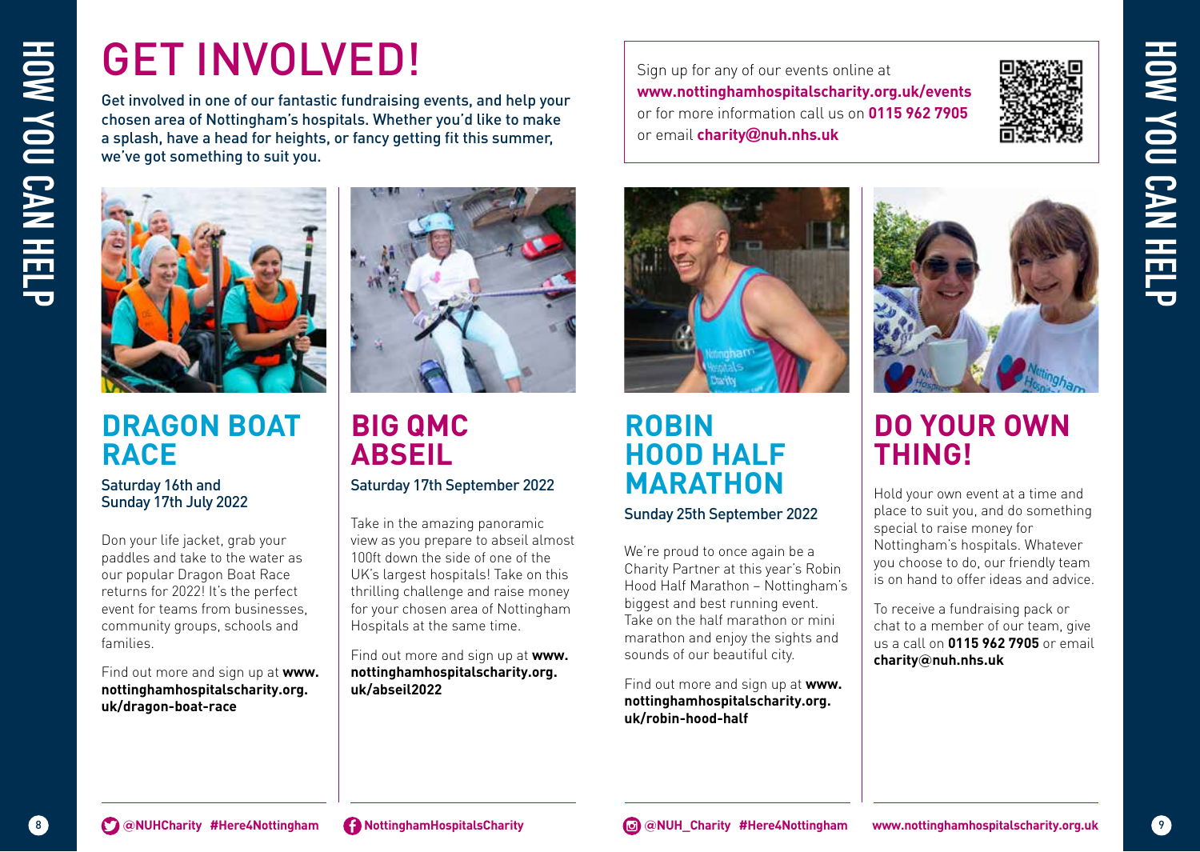// HOW YOU CAN HELP

# GET INVOLVED!

Get involved in one of our fantastic fundraising events, and help your chosen area of Nottingham's hospitals. Whether you'd like to make a splash, have a head for heights, or fancy getting fit this summer, we've got something to suit you.

Sign up for any of our events online at **www.nottinghamhospitalscharity.org.uk/events** or for more information call us on **0115 962 7905** or email **charity@nuh.nhs.uk**

## DRAGON BOAT RACE

Saturday 16th and Sunday 17th July 2022

Don your life jacket, grab your paddles and take to the water as our popular Dragon Boat Race returns for 2022! It's the perfect event for teams from businesses, community groups, schools and families.

Find out more and sign up at **www.nottinghamhospitalscharity.org.uk/dragon-boat-race**

## BIG QMC ABSEIL

Saturday 17th September 2022

Take in the amazing panoramic view as you prepare to abseil almost 100ft down the side of one of the UK's largest hospitals! Take on this thrilling challenge and raise money for your chosen area of Nottingham Hospitals at the same time.

Find out more and sign up at **www.nottinghamhospitalscharity.org.uk/abseil2022**

## ROBIN HOOD HALF MARATHON

Sunday 25th September 2022

We're proud to once again be a Charity Partner at this year's Robin Hood Half Marathon – Nottingham's biggest and best running event. Take on the half marathon or mini marathon and enjoy the sights and sounds of our beautiful city.

Find out more and sign up at **www.nottinghamhospitalscharity.org.uk/robin-hood-half**

## DO YOUR OWN THING!

Hold your own event at a time and place to suit you, and do something special to raise money for Nottingham's hospitals. Whatever you choose to do, our friendly team is on hand to offer ideas and advice.

To receive a fundraising pack or chat to a member of our team, give us a call on **0115 962 7905** or email **charity@nuh.nhs.uk**

**@NUHCharity #Here4Nottingham** **NottinghamHospitalsCharity** **@NUH_Charity #Here4Nottingham** **www.nottinghamhospitalscharity.org.uk**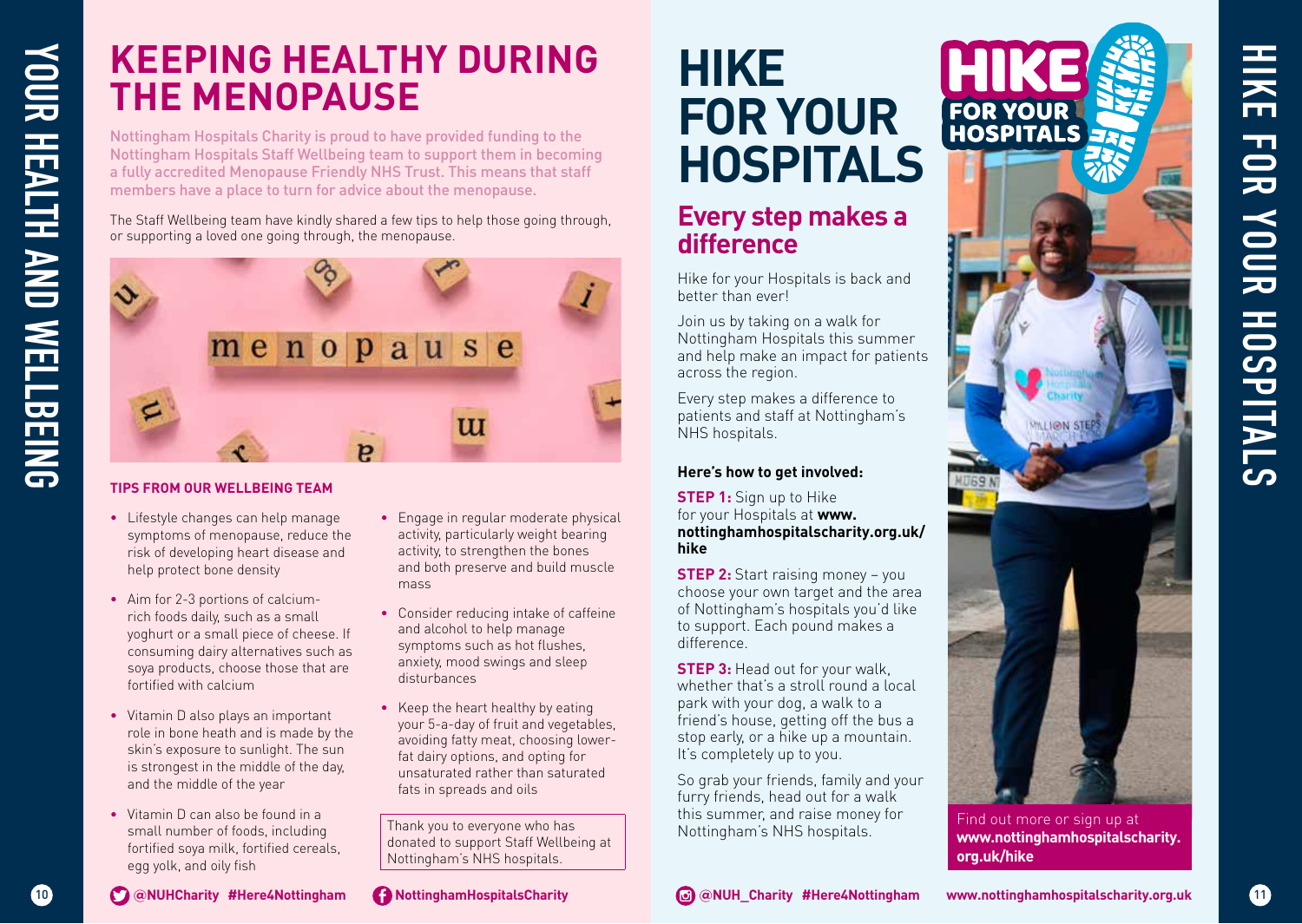# KEEPING HEALTHY DURING THE MENOPAUSE

Nottingham Hospitals Charity is proud to have provided funding to the Nottingham Hospitals Staff Wellbeing team to support them in becoming a fully accredited Menopause Friendly NHS Trust. This means that staff members have a place to turn for advice about the menopause.

The Staff Wellbeing team have kindly shared a few tips to help those going through, or supporting a loved one going through, the menopause.

### TIPS FROM OUR WELLBEING TEAM

- Lifestyle changes can help manage symptoms of menopause, reduce the risk of developing heart disease and help protect bone density
- Aim for 2-3 portions of calcium-rich foods daily, such as a small yoghurt or a small piece of cheese. If consuming dairy alternatives such as soya products, choose those that are fortified with calcium
- Vitamin D also plays an important role in bone heath and is made by the skin's exposure to sunlight. The sun is strongest in the middle of the day, and the middle of the year
- Vitamin D can also be found in a small number of foods, including fortified soya milk, fortified cereals, egg yolk, and oily fish
- Engage in regular moderate physical activity, particularly weight bearing activity, to strengthen the bones and both preserve and build muscle mass
- Consider reducing intake of caffeine and alcohol to help manage symptoms such as hot flushes, anxiety, mood swings and sleep disturbances
- Keep the heart healthy by eating your 5-a-day of fruit and vegetables, avoiding fatty meat, choosing lower-fat dairy options, and opting for unsaturated rather than saturated fats in spreads and oils

Thank you to everyone who has donated to support Staff Wellbeing at Nottingham's NHS hospitals.

# HIKE FOR YOUR HOSPITALS

## Every step makes a difference

Hike for your Hospitals is back and better than ever!

Join us by taking on a walk for Nottingham Hospitals this summer and help make an impact for patients across the region.

Every step makes a difference to patients and staff at Nottingham's NHS hospitals.

**Here's how to get involved:**

**STEP 1:** Sign up to Hike for your Hospitals at **www.nottinghamhospitalscharity.org.uk/hike**

**STEP 2:** Start raising money – you choose your own target and the area of Nottingham's hospitals you'd like to support. Each pound makes a difference.

**STEP 3:** Head out for your walk, whether that's a stroll round a local park with your dog, a walk to a friend's house, getting off the bus a stop early, or a hike up a mountain. It's completely up to you.

So grab your friends, family and your furry friends, head out for a walk this summer, and raise money for Nottingham's NHS hospitals.

Find out more or sign up at **www.nottinghamhospitalscharity.org.uk/hike**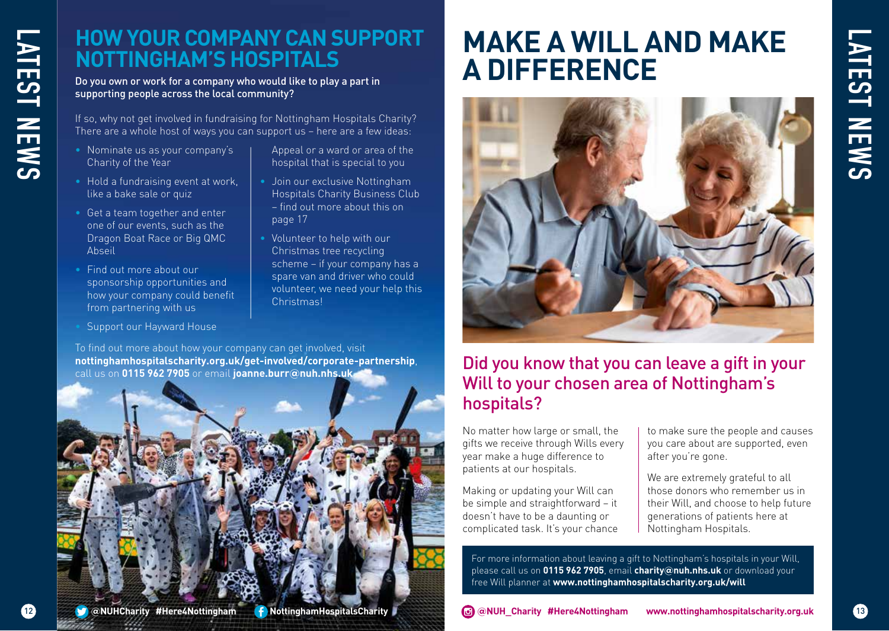# HOW YOUR COMPANY CAN SUPPORT NOTTINGHAM'S HOSPITALS

Do you own or work for a company who would like to play a part in supporting people across the local community?

If so, why not get involved in fundraising for Nottingham Hospitals Charity? There are a whole host of ways you can support us – here are a few ideas:

- Nominate us as your company's Charity of the Year
- Hold a fundraising event at work, like a bake sale or quiz
- Get a team together and enter one of our events, such as the Dragon Boat Race or Big QMC Abseil
- Find out more about our sponsorship opportunities and how your company could benefit from partnering with us
- Support our Hayward House Appeal or a ward or area of the hospital that is special to you
- Join our exclusive Nottingham Hospitals Charity Business Club – find out more about this on page 17
- Volunteer to help with our Christmas tree recycling scheme – if your company has a spare van and driver who could volunteer, we need your help this Christmas!

To find out more about how your company can get involved, visit **nottinghamhospitalscharity.org.uk/get-involved/corporate-partnership**, call us on **0115 962 7905** or email **joanne.burr@nuh.nhs.uk**

**@NUHCharity #Here4Nottingham** **NottinghamHospitalsCharity**

# MAKE A WILL AND MAKE A DIFFERENCE

## Did you know that you can leave a gift in your Will to your chosen area of Nottingham's hospitals?

No matter how large or small, the gifts we receive through Wills every year make a huge difference to patients at our hospitals.

Making or updating your Will can be simple and straightforward – it doesn't have to be a daunting or complicated task. It's your chance to make sure the people and causes you care about are supported, even after you're gone.

We are extremely grateful to all those donors who remember us in their Will, and choose to help future generations of patients here at Nottingham Hospitals.

For more information about leaving a gift to Nottingham's hospitals in your Will, please call us on **0115 962 7905**, email **charity@nuh.nhs.uk** or download your free Will planner at **www.nottinghamhospitalscharity.org.uk/will**

**@NUH_Charity #Here4Nottingham** **www.nottinghamhospitalscharity.org.uk**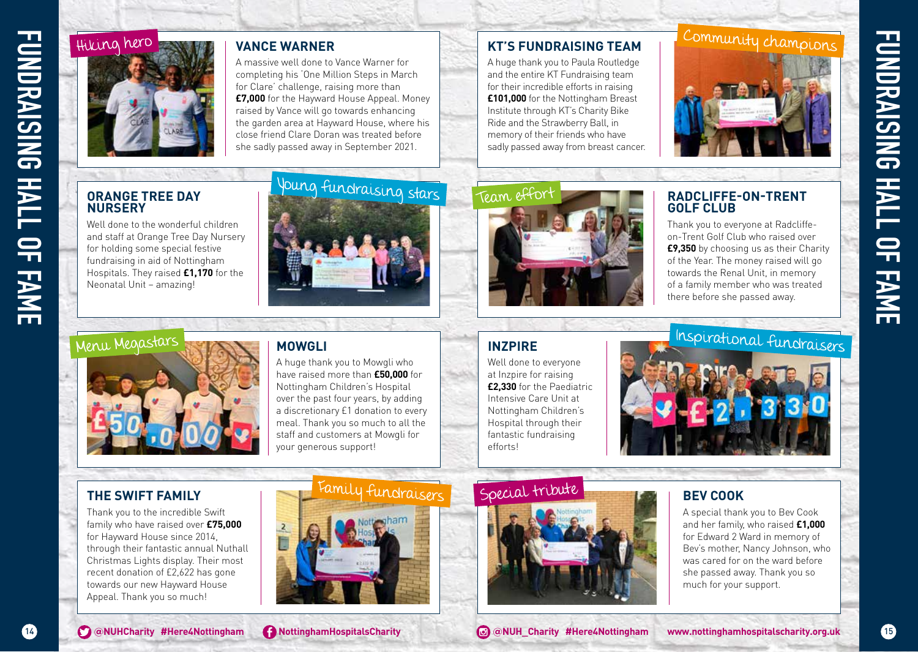# FUNDRAISING HALL OF FAME

Hiking hero

## VANCE WARNER

A massive well done to Vance Warner for completing his 'One Million Steps in March for Clare' challenge, raising more than **£7,000** for the Hayward House Appeal. Money raised by Vance will go towards enhancing the garden area at Hayward House, where his close friend Clare Doran was treated before she sadly passed away in September 2021.

## ORANGE TREE DAY NURSERY

Young fundraising stars

Well done to the wonderful children and staff at Orange Tree Day Nursery for holding some special festive fundraising in aid of Nottingham Hospitals. They raised **£1,170** for the Neonatal Unit – amazing!

Menu Megastars

## MOWGLI

A huge thank you to Mowgli who have raised more than **£50,000** for Nottingham Children's Hospital over the past four years, by adding a discretionary £1 donation to every meal. Thank you so much to all the staff and customers at Mowgli for your generous support!

## THE SWIFT FAMILY

Family fundraisers

Thank you to the incredible Swift family who have raised over **£75,000** for Hayward House since 2014, through their fantastic annual Nuthall Christmas Lights display. Their most recent donation of £2,622 has gone towards our new Hayward House Appeal. Thank you so much!

## KT'S FUNDRAISING TEAM

Community champions

A huge thank you to Paula Routledge and the entire KT Fundraising team for their incredible efforts in raising **£101,000** for the Nottingham Breast Institute through KT's Charity Bike Ride and the Strawberry Ball, in memory of their friends who have sadly passed away from breast cancer.

Team effort

## RADCLIFFE-ON-TRENT GOLF CLUB

Thank you to everyone at Radcliffe-on-Trent Golf Club who raised over **£9,350** by choosing us as their Charity of the Year. The money raised will go towards the Renal Unit, in memory of a family member who was treated there before she passed away.

## INZPIRE

Inspirational fundraisers

Well done to everyone at Inzpire for raising **£2,330** for the Paediatric Intensive Care Unit at Nottingham Children's Hospital through their fantastic fundraising efforts!

Special tribute

## BEV COOK

A special thank you to Bev Cook and her family, who raised **£1,000** for Edward 2 Ward in memory of Bev's mother, Nancy Johnson, who was cared for on the ward before she passed away. Thank you so much for your support.

@NUHCharity #Here4Nottingham NottinghamHospitalsCharity @NUH_Charity #Here4Nottingham www.nottinghamhospitalscharity.org.uk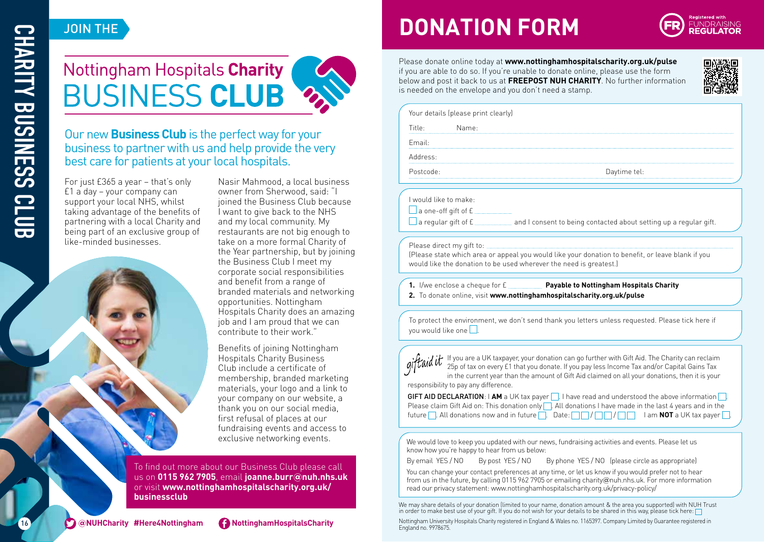# JOIN THE

# Nottingham Hospitals **Charity** BUSINESS **CLUB**

## Our new **Business Club** is the perfect way for your business to partner with us and help provide the very best care for patients at your local hospitals.

For just £365 a year – that's only £1 a day – your company can support your local NHS, whilst taking advantage of the benefits of partnering with a local Charity and being part of an exclusive group of like-minded businesses.

Nasir Mahmood, a local business owner from Sherwood, said: "I joined the Business Club because I want to give back to the NHS and my local community. My restaurants are not big enough to take on a more formal Charity of the Year partnership, but by joining the Business Club I meet my corporate social responsibilities and benefit from a range of branded materials and networking opportunities. Nottingham Hospitals Charity does an amazing job and I am proud that we can contribute to their work."

Benefits of joining Nottingham Hospitals Charity Business Club include a certificate of membership, branded marketing materials, your logo and a link to your company on our website, a thank you on our social media, first refusal of places at our fundraising events and access to exclusive networking events.

To find out more about our Business Club please call us on **0115 962 7905**, email **joanne.burr@nuh.nhs.uk** or visit **www.nottinghamhospitalscharity.org.uk/businessclub**

**@NUHCharity #Here4Nottingham** **NottinghamHospitalsCharity**

# DONATION FORM

Registered with FUNDRAISING REGULATOR

Please donate online today at **www.nottinghamhospitalscharity.org.uk/pulse** if you are able to do so. If you're unable to donate online, please use the form below and post it back to us at **FREEPOST NUH CHARITY**. No further information is needed on the envelope and you don't need a stamp.

Your details (please print clearly)

Title: Name:

Email:

Address:

Postcode: Daytime tel:

I would like to make:

☐ a one-off gift of £ ..........

☐ a regular gift of £ .......... and I consent to being contacted about setting up a regular gift.

Please direct my gift to:
(Please state which area or appeal you would like your donation to benefit, or leave blank if you would like the donation to be used wherever the need is greatest.)

1. I/we enclose a cheque for £ .......... **Payable to Nottingham Hospitals Charity**
2. To donate online, visit **www.nottinghamhospitalscharity.org.uk/pulse**

To protect the environment, we don't send thank you letters unless requested. Please tick here if you would like one ☐.

*giftaid it* If you are a UK taxpayer, your donation can go further with Gift Aid. The Charity can reclaim 25p of tax on every £1 that you donate. If you pay less Income Tax and/or Capital Gains Tax in the current year than the amount of Gift Aid claimed on all your donations, then it is your responsibility to pay any difference.

**GIFT AID DECLARATION**: I **AM** a UK tax payer ☐. I have read and understood the above information ☐. Please claim Gift Aid on: This donation only ☐. All donations I have made in the last 4 years and in the future ☐. All donations now and in future ☐. Date: ☐☐ / ☐☐ / ☐☐ I am **NOT** a UK tax payer ☐.

We would love to keep you updated with our news, fundraising activities and events. Please let us know how you're happy to hear from us below:

By email YES / NO By post YES / NO By phone YES / NO (please circle as appropriate)

You can change your contact preferences at any time, or let us know if you would prefer not to hear from us in the future, by calling 0115 962 7905 or emailing charity@nuh.nhs.uk. For more information read our privacy statement: www.nottinghamhospitalscharity.org.uk/privacy-policy/

We may share details of your donation (limited to your name, donation amount & the area you supported) with NUH Trust in order to make best use of your gift. If you do not wish for your details to be shared in this way, please tick here: ☐

Nottingham University Hospitals Charity registered in England & Wales no. 1165397. Company Limited by Guarantee registered in England no. 9978675.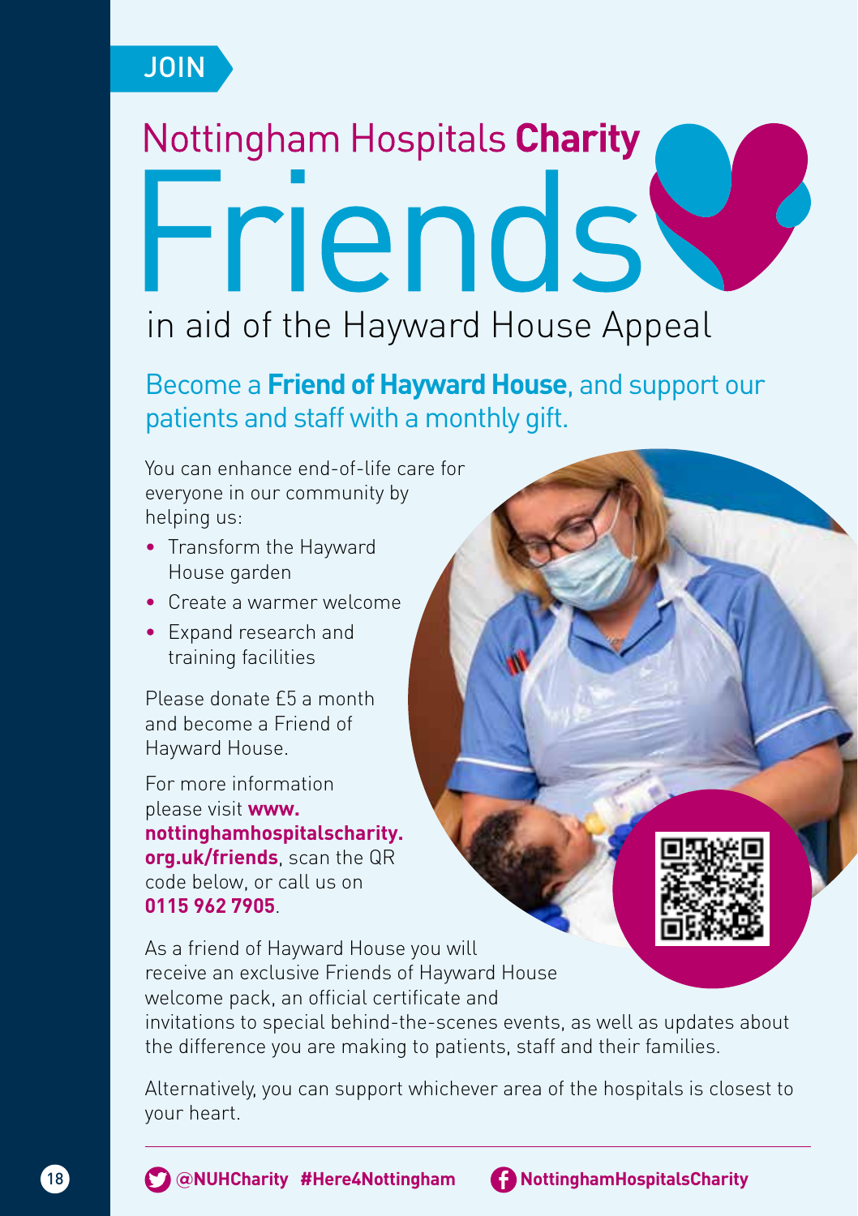JOIN

# Nottingham Hospitals **Charity** Friends

## in aid of the Hayward House Appeal

### Become a **Friend of Hayward House**, and support our patients and staff with a monthly gift.

You can enhance end-of-life care for everyone in our community by helping us:

- Transform the Hayward House garden
- Create a warmer welcome
- Expand research and training facilities

Please donate £5 a month and become a Friend of Hayward House.

For more information please visit **www.nottinghamhospitalscharity.org.uk/friends**, scan the QR code below, or call us on **0115 962 7905**.

As a friend of Hayward House you will receive an exclusive Friends of Hayward House welcome pack, an official certificate and invitations to special behind-the-scenes events, as well as updates about the difference you are making to patients, staff and their families.

Alternatively, you can support whichever area of the hospitals is closest to your heart.

**@NUHCharity #Here4Nottingham** **NottinghamHospitalsCharity**